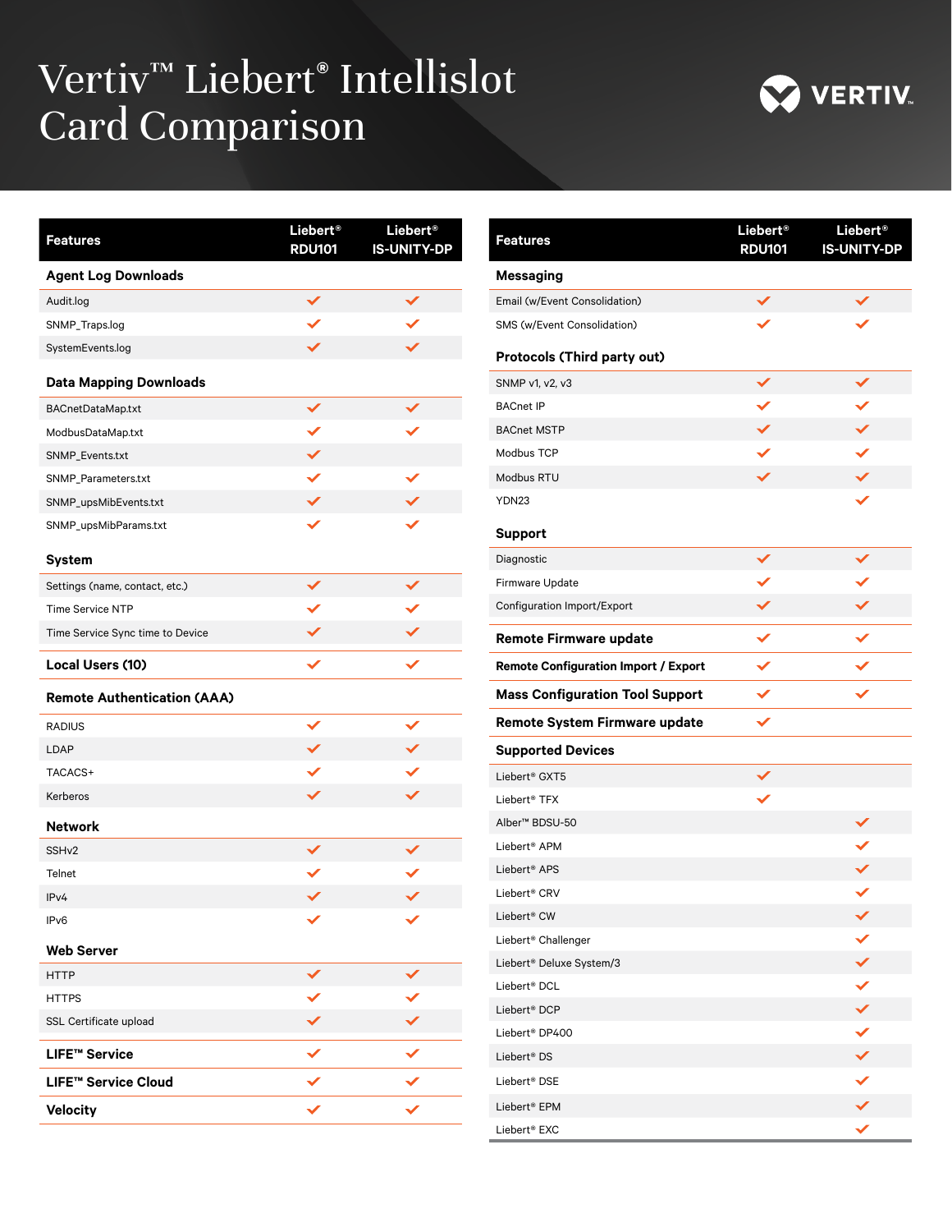# Vertiv™ Liebert® Intellislot Card Comparison

| Features | Liebert® RDU101 | Liebert® IS-UNITY-DP |
|---|---|---|
| **Agent Log Downloads** | | |
| Audit.log | ✓ | ✓ |
| SNMP_Traps.log | ✓ | ✓ |
| SystemEvents.log | ✓ | ✓ |
| **Data Mapping Downloads** | | |
| BACnetDataMap.txt | ✓ | ✓ |
| ModbusDataMap.txt | ✓ | ✓ |
| SNMP_Events.txt | ✓ | |
| SNMP_Parameters.txt | ✓ | ✓ |
| SNMP_upsMibEvents.txt | ✓ | ✓ |
| SNMP_upsMibParams.txt | ✓ | ✓ |
| **System** | | |
| Settings (name, contact, etc.) | ✓ | ✓ |
| Time Service NTP | ✓ | ✓ |
| Time Service Sync time to Device | ✓ | ✓ |
| **Local Users (10)** | ✓ | ✓ |
| **Remote Authentication (AAA)** | | |
| RADIUS | ✓ | ✓ |
| LDAP | ✓ | ✓ |
| TACACS+ | ✓ | ✓ |
| Kerberos | ✓ | ✓ |
| **Network** | | |
| SSHv2 | ✓ | ✓ |
| Telnet | ✓ | ✓ |
| IPv4 | ✓ | ✓ |
| IPv6 | ✓ | ✓ |
| **Web Server** | | |
| HTTP | ✓ | ✓ |
| HTTPS | ✓ | ✓ |
| SSL Certificate upload | ✓ | ✓ |
| **LIFE™ Service** | ✓ | ✓ |
| **LIFE™ Service Cloud** | ✓ | ✓ |
| **Velocity** | ✓ | ✓ |

| Features | Liebert® RDU101 | Liebert® IS-UNITY-DP |
|---|---|---|
| **Messaging** | | |
| Email (w/Event Consolidation) | ✓ | ✓ |
| SMS (w/Event Consolidation) | ✓ | ✓ |
| **Protocols (Third party out)** | | |
| SNMP v1, v2, v3 | ✓ | ✓ |
| BACnet IP | ✓ | ✓ |
| BACnet MSTP | ✓ | ✓ |
| Modbus TCP | ✓ | ✓ |
| Modbus RTU | ✓ | ✓ |
| YDN23 | | ✓ |
| **Support** | | |
| Diagnostic | ✓ | ✓ |
| Firmware Update | ✓ | ✓ |
| Configuration Import/Export | ✓ | ✓ |
| **Remote Firmware update** | ✓ | ✓ |
| **Remote Configuration Import / Export** | ✓ | ✓ |
| **Mass Configuration Tool Support** | ✓ | ✓ |
| **Remote System Firmware update** | ✓ | |
| **Supported Devices** | | |
| Liebert® GXT5 | ✓ | |
| Liebert® TFX | ✓ | |
| Alber™ BDSU-50 | | ✓ |
| Liebert® APM | | ✓ |
| Liebert® APS | | ✓ |
| Liebert® CRV | | ✓ |
| Liebert® CW | | ✓ |
| Liebert® Challenger | | ✓ |
| Liebert® Deluxe System/3 | | ✓ |
| Liebert® DCL | | ✓ |
| Liebert® DCP | | ✓ |
| Liebert® DP400 | | ✓ |
| Liebert® DS | | ✓ |
| Liebert® DSE | | ✓ |
| Liebert® EPM | | ✓ |
| Liebert® EXC | | ✓ |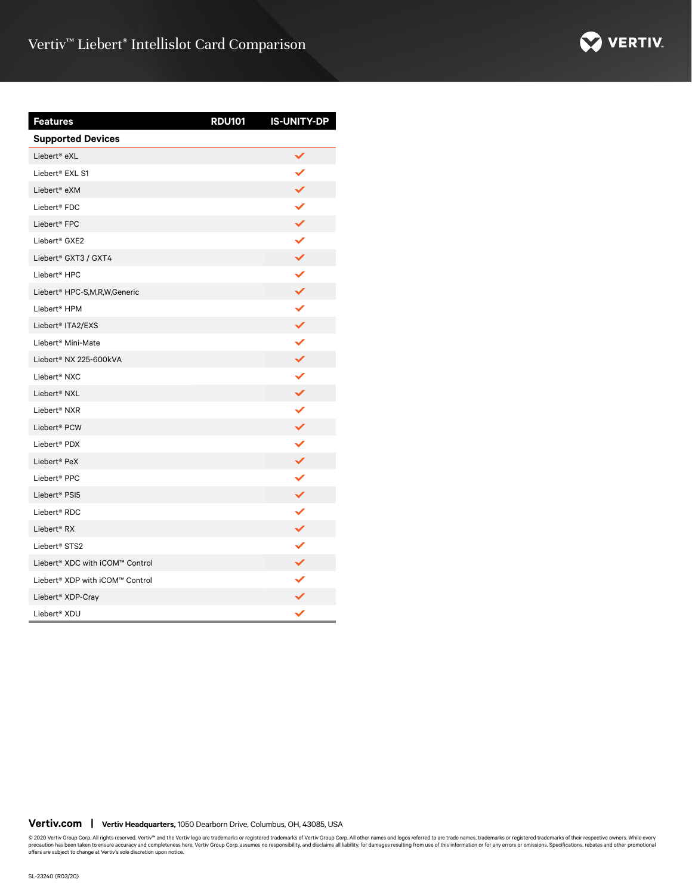# Vertiv™ Liebert® Intellislot Card Comparison

| Features | RDU101 | IS-UNITY-DP |
|---|---|---|
| **Supported Devices** | | |
| Liebert® eXL | | ✓ |
| Liebert® EXL S1 | | ✓ |
| Liebert® eXM | | ✓ |
| Liebert® FDC | | ✓ |
| Liebert® FPC | | ✓ |
| Liebert® GXE2 | | ✓ |
| Liebert® GXT3 / GXT4 | | ✓ |
| Liebert® HPC | | ✓ |
| Liebert® HPC-S,M,R,W,Generic | | ✓ |
| Liebert® HPM | | ✓ |
| Liebert® ITA2/EXS | | ✓ |
| Liebert® Mini-Mate | | ✓ |
| Liebert® NX 225-600kVA | | ✓ |
| Liebert® NXC | | ✓ |
| Liebert® NXL | | ✓ |
| Liebert® NXR | | ✓ |
| Liebert® PCW | | ✓ |
| Liebert® PDX | | ✓ |
| Liebert® PeX | | ✓ |
| Liebert® PPC | | ✓ |
| Liebert® PSI5 | | ✓ |
| Liebert® RDC | | ✓ |
| Liebert® RX | | ✓ |
| Liebert® STS2 | | ✓ |
| Liebert® XDC with iCOM™ Control | | ✓ |
| Liebert® XDP with iCOM™ Control | | ✓ |
| Liebert® XDP-Cray | | ✓ |
| Liebert® XDU | | ✓ |

**Vertiv.com** | **Vertiv Headquarters,** 1050 Dearborn Drive, Columbus, OH, 43085, USA

© 2020 Vertiv Group Corp. All rights reserved. Vertiv™ and the Vertiv logo are trademarks or registered trademarks of Vertiv Group Corp. All other names and logos referred to are trade names, trademarks or registered trademarks of their respective owners. While every precaution has been taken to ensure accuracy and completeness here, Vertiv Group Corp. assumes no responsibility, and disclaims all liability, for damages resulting from use of this information or for any errors or omissions. Specifications, rebates and other promotional offers are subject to change at Vertiv's sole discretion upon notice.

SL-23240 (R03/20)